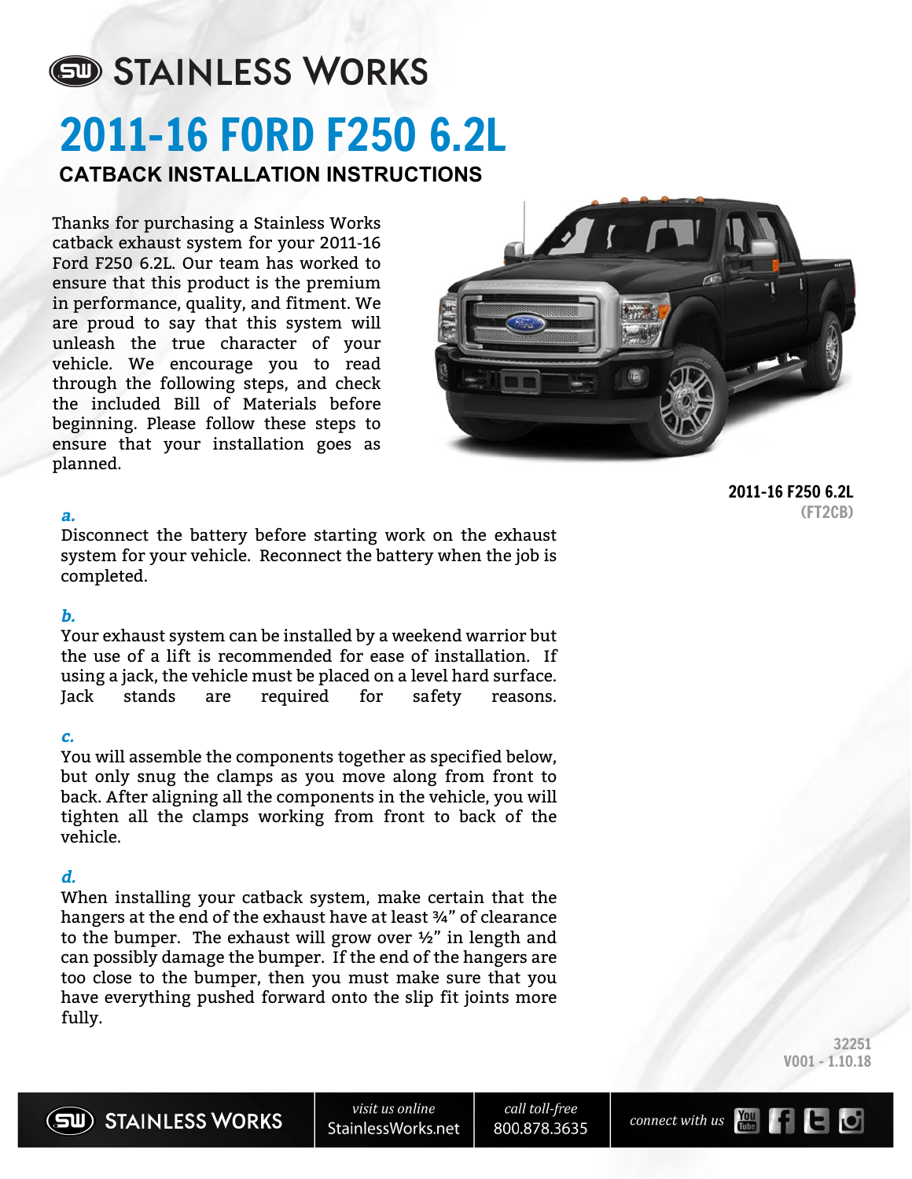STAINLESS WORKS

# 2011-16 FORD F250 6.2L

## CATBACK INSTALLATION INSTRUCTIONS

Thanks for purchasing a Stainless Works catback exhaust system for your 2011-16 Ford F250 6.2L. Our team has worked to ensure that this product is the premium in performance, quality, and fitment. We are proud to say that this system will unleash the true character of your vehicle. We encourage you to read through the following steps, and check the included Bill of Materials before beginning. Please follow these steps to ensure that your installation goes as planned.

**2011-16 F250 6.2L**
**(FT2CB)**

***a.***
Disconnect the battery before starting work on the exhaust system for your vehicle. Reconnect the battery when the job is completed.

***b.***
Your exhaust system can be installed by a weekend warrior but the use of a lift is recommended for ease of installation. If using a jack, the vehicle must be placed on a level hard surface. Jack stands are required for safety reasons.

***c.***
You will assemble the components together as specified below, but only snug the clamps as you move along from front to back. After aligning all the components in the vehicle, you will tighten all the clamps working from front to back of the vehicle.

***d.***
When installing your catback system, make certain that the hangers at the end of the exhaust have at least ¾” of clearance to the bumper. The exhaust will grow over ½” in length and can possibly damage the bumper. If the end of the hangers are too close to the bumper, then you must make sure that you have everything pushed forward onto the slip fit joints more fully.

32251
V001 - 1.10.18

STAINLESS WORKS | *visit us online* StainlessWorks.net | *call toll-free* 800.878.3635 | *connect with us*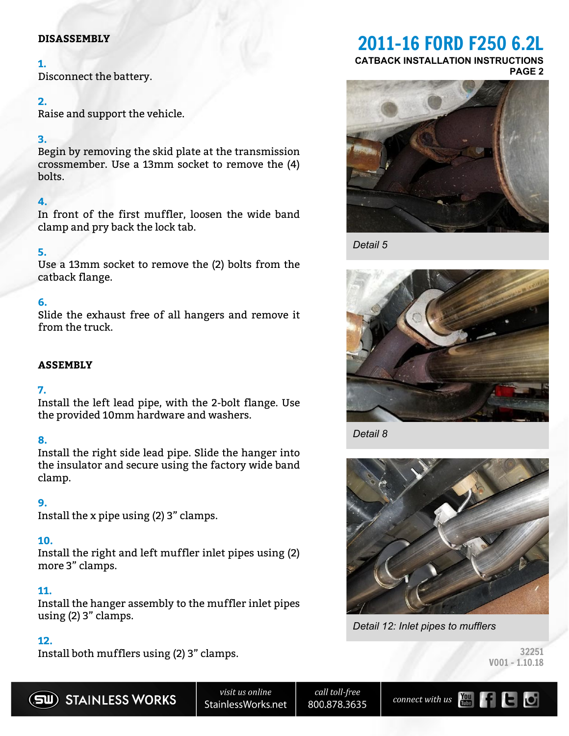# 2011-16 FORD F250 6.2L

**CATBACK INSTALLATION INSTRUCTIONS**
**PAGE 2**

### DISASSEMBLY

**1.**
Disconnect the battery.

**2.**
Raise and support the vehicle.

**3.**
Begin by removing the skid plate at the transmission crossmember. Use a 13mm socket to remove the (4) bolts.

**4.**
In front of the first muffler, loosen the wide band clamp and pry back the lock tab.

**5.**
Use a 13mm socket to remove the (2) bolts from the catback flange.

**6.**
Slide the exhaust free of all hangers and remove it from the truck.

### ASSEMBLY

**7.**
Install the left lead pipe, with the 2-bolt flange. Use the provided 10mm hardware and washers.

**8.**
Install the right side lead pipe. Slide the hanger into the insulator and secure using the factory wide band clamp.

**9.**
Install the x pipe using (2) 3” clamps.

**10.**
Install the right and left muffler inlet pipes using (2) more 3” clamps.

**11.**
Install the hanger assembly to the muffler inlet pipes using (2) 3” clamps.

**12.**
Install both mufflers using (2) 3” clamps.

*Detail 5*

*Detail 8*

*Detail 12: Inlet pipes to mufflers*

32251
V001 - 1.10.18

STAINLESS WORKS | *visit us online* StainlessWorks.net | *call toll-free* 800.878.3635 | *connect with us*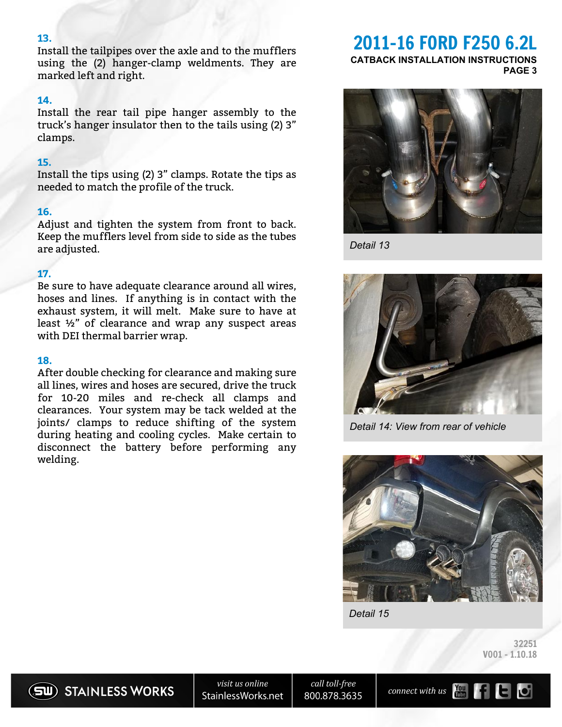# 2011-16 FORD F250 6.2L

**CATBACK INSTALLATION INSTRUCTIONS**

**13.**
Install the tailpipes over the axle and to the mufflers using the (2) hanger-clamp weldments. They are marked left and right.

**14.**
Install the rear tail pipe hanger assembly to the truck's hanger insulator then to the tails using (2) 3" clamps.

**15.**
Install the tips using (2) 3" clamps. Rotate the tips as needed to match the profile of the truck.

**16.**
Adjust and tighten the system from front to back. Keep the mufflers level from side to side as the tubes are adjusted.

**17.**
Be sure to have adequate clearance around all wires, hoses and lines. If anything is in contact with the exhaust system, it will melt. Make sure to have at least ½" of clearance and wrap any suspect areas with DEI thermal barrier wrap.

**18.**
After double checking for clearance and making sure all lines, wires and hoses are secured, drive the truck for 10-20 miles and re-check all clamps and clearances. Your system may be tack welded at the joints/ clamps to reduce shifting of the system during heating and cooling cycles. Make certain to disconnect the battery before performing any welding.

*Detail 13*

*Detail 14: View from rear of vehicle*

*Detail 15*

32251
V001 - 1.10.18